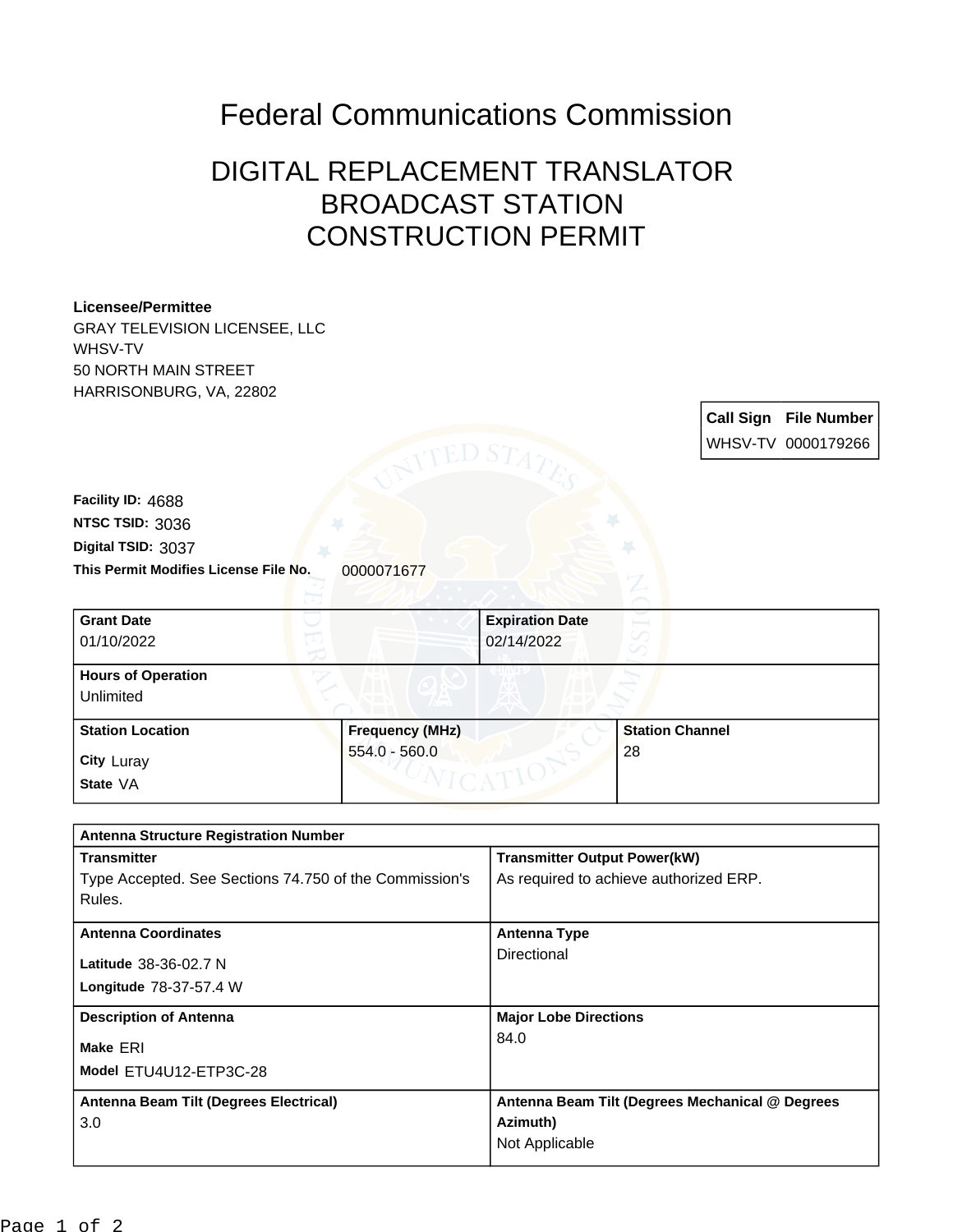# Federal Communications Commission

## DIGITAL REPLACEMENT TRANSLATOR BROADCAST STATION CONSTRUCTION PERMIT

**Licensee/Permittee**
GRAY TELEVISION LICENSEE, LLC
WHSV-TV
50 NORTH MAIN STREET
HARRISONBURG, VA, 22802

| Call Sign | File Number |
|---|---|
| WHSV-TV | 0000179266 |

**Facility ID:** 4688
**NTSC TSID:** 3036
**Digital TSID:** 3037
**This Permit Modifies License File No.** 0000071677

| Grant Date | Expiration Date |
|---|---|
| 01/10/2022 | 02/14/2022 |

**Hours of Operation**
Unlimited

| Station Location | Frequency (MHz) | Station Channel |
|---|---|---|
| City Luray<br>State VA | 554.0 - 560.0 | 28 |

| Antenna Structure Registration Number | |
|---|---|
| **Transmitter**<br>Type Accepted. See Sections 74.750 of the Commission's Rules. | **Transmitter Output Power(kW)**<br>As required to achieve authorized ERP. |
| **Antenna Coordinates**<br>Latitude 38-36-02.7 N<br>Longitude 78-37-57.4 W | **Antenna Type**<br>Directional |
| **Description of Antenna**<br>Make ERI<br>Model ETU4U12-ETP3C-28 | **Major Lobe Directions**<br>84.0 |
| **Antenna Beam Tilt (Degrees Electrical)**<br>3.0 | **Antenna Beam Tilt (Degrees Mechanical @ Degrees Azimuth)**<br>Not Applicable |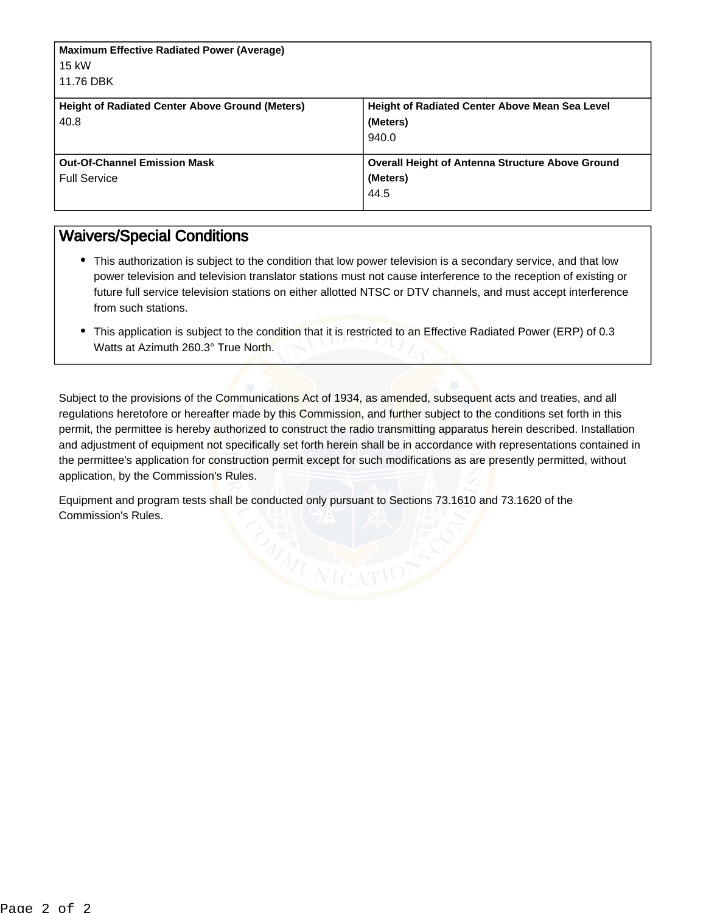| | |
|---|---|
| **Maximum Effective Radiated Power (Average)**<br>15 kW<br>11.76 DBK | |
| **Height of Radiated Center Above Ground (Meters)**<br>40.8 | **Height of Radiated Center Above Mean Sea Level (Meters)**<br>940.0 |
| **Out-Of-Channel Emission Mask**<br>Full Service | **Overall Height of Antenna Structure Above Ground (Meters)**<br>44.5 |

## Waivers/Special Conditions

- This authorization is subject to the condition that low power television is a secondary service, and that low power television and television translator stations must not cause interference to the reception of existing or future full service television stations on either allotted NTSC or DTV channels, and must accept interference from such stations.
- This application is subject to the condition that it is restricted to an Effective Radiated Power (ERP) of 0.3 Watts at Azimuth 260.3° True North.

Subject to the provisions of the Communications Act of 1934, as amended, subsequent acts and treaties, and all regulations heretofore or hereafter made by this Commission, and further subject to the conditions set forth in this permit, the permittee is hereby authorized to construct the radio transmitting apparatus herein described. Installation and adjustment of equipment not specifically set forth herein shall be in accordance with representations contained in the permittee's application for construction permit except for such modifications as are presently permitted, without application, by the Commission's Rules.

Equipment and program tests shall be conducted only pursuant to Sections 73.1610 and 73.1620 of the Commission's Rules.